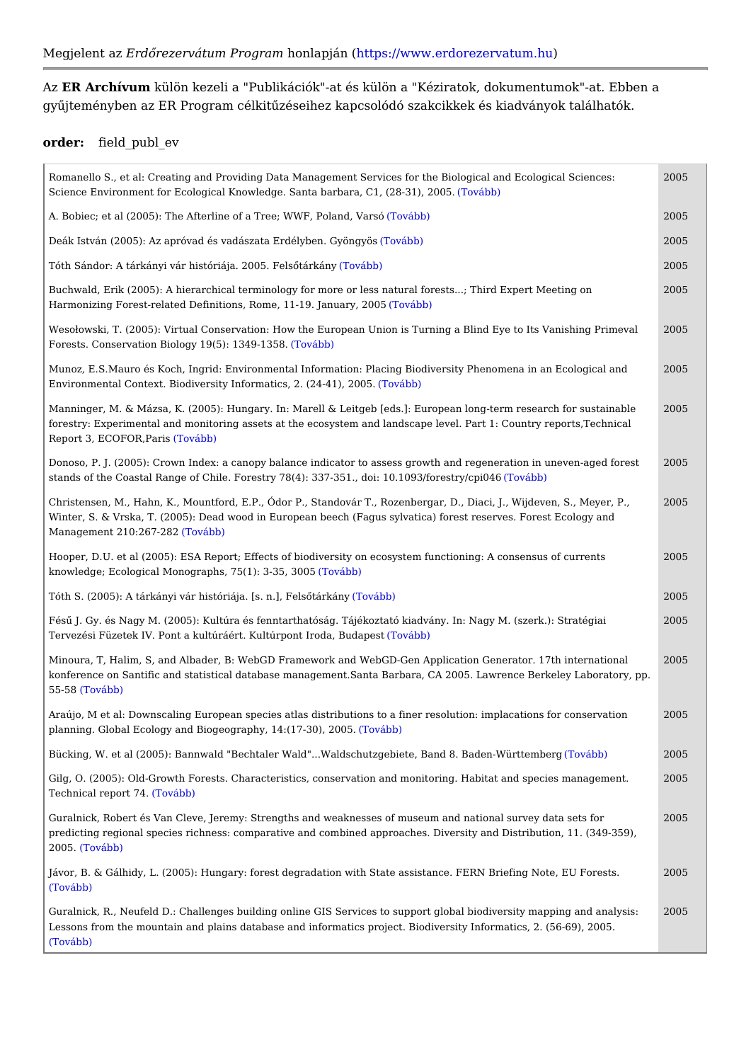Megjelent az *Erdőrezervátum Program* honlapján (https://www.erdorezervatum.hu)

---

Az **ER Archívum** külön kezeli a "Publikációk"-at és külön a "Kéziratok, dokumentumok"-at. Ebben a gyűjteményben az ER Program célkitűzéseihez kapcsolódó szakcikkek és kiadványok találhatók.

**order:** field_publ_ev

| | |
|---|---|
| Romanello S., et al: Creating and Providing Data Management Services for the Biological and Ecological Sciences: Science Environment for Ecological Knowledge. Santa barbara, C1, (28-31), 2005. (Tovább) | 2005 |
| A. Bobiec; et al (2005): The Afterline of a Tree; WWF, Poland, Varsó (Tovább) | 2005 |
| Deák István (2005): Az apróvad és vadászata Erdélyben. Gyöngyös (Tovább) | 2005 |
| Tóth Sándor: A tárkányi vár históriája. 2005. Felsőtárkány (Tovább) | 2005 |
| Buchwald, Erik (2005): A hierarchical terminology for more or less natural forests...; Third Expert Meeting on Harmonizing Forest-related Definitions, Rome, 11-19. January, 2005 (Tovább) | 2005 |
| Wesołowski, T. (2005): Virtual Conservation: How the European Union is Turning a Blind Eye to Its Vanishing Primeval Forests. Conservation Biology 19(5): 1349-1358. (Tovább) | 2005 |
| Munoz, E.S.Mauro és Koch, Ingrid: Environmental Information: Placing Biodiversity Phenomena in an Ecological and Environmental Context. Biodiversity Informatics, 2. (24-41), 2005. (Tovább) | 2005 |
| Manninger, M. & Mázsa, K. (2005): Hungary. In: Marell & Leitgeb [eds.]: European long-term research for sustainable forestry: Experimental and monitoring assets at the ecosystem and landscape level. Part 1: Country reports,Technical Report 3, ECOFOR,Paris (Tovább) | 2005 |
| Donoso, P. J. (2005): Crown Index: a canopy balance indicator to assess growth and regeneration in uneven-aged forest stands of the Coastal Range of Chile. Forestry 78(4): 337-351., doi: 10.1093/forestry/cpi046 (Tovább) | 2005 |
| Christensen, M., Hahn, K., Mountford, E.P., Ódor P., Standovár T., Rozenbergar, D., Diaci, J., Wijdeven, S., Meyer, P., Winter, S. & Vrska, T. (2005): Dead wood in European beech (Fagus sylvatica) forest reserves. Forest Ecology and Management 210:267-282 (Tovább) | 2005 |
| Hooper, D.U. et al (2005): ESA Report; Effects of biodiversity on ecosystem functioning: A consensus of currents knowledge; Ecological Monographs, 75(1): 3-35, 3005 (Tovább) | 2005 |
| Tóth S. (2005): A tárkányi vár históriája. [s. n.], Felsőtárkány (Tovább) | 2005 |
| Fésű J. Gy. és Nagy M. (2005): Kultúra és fenntarthatóság. Tájékoztató kiadvány. In: Nagy M. (szerk.): Stratégiai Tervezési Füzetek IV. Pont a kultúráért. Kultúrpont Iroda, Budapest (Tovább) | 2005 |
| Minoura, T, Halim, S, and Albader, B: WebGD Framework and WebGD-Gen Application Generator. 17th international konference on Santific and statistical database management.Santa Barbara, CA 2005. Lawrence Berkeley Laboratory, pp. 55-58 (Tovább) | 2005 |
| Araújo, M et al: Downscaling European species atlas distributions to a finer resolution: implacations for conservation planning. Global Ecology and Biogeography, 14:(17-30), 2005. (Tovább) | 2005 |
| Bücking, W. et al (2005): Bannwald "Bechtaler Wald"...Waldschutzgebiete, Band 8. Baden-Württemberg (Tovább) | 2005 |
| Gilg, O. (2005): Old-Growth Forests. Characteristics, conservation and monitoring. Habitat and species management. Technical report 74. (Tovább) | 2005 |
| Guralnick, Robert és Van Cleve, Jeremy: Strengths and weaknesses of museum and national survey data sets for predicting regional species richness: comparative and combined approaches. Diversity and Distribution, 11. (349-359), 2005. (Tovább) | 2005 |
| Jávor, B. & Gálhidy, L. (2005): Hungary: forest degradation with State assistance. FERN Briefing Note, EU Forests. (Tovább) | 2005 |
| Guralnick, R., Neufeld D.: Challenges building online GIS Services to support global biodiversity mapping and analysis: Lessons from the mountain and plains database and informatics project. Biodiversity Informatics, 2. (56-69), 2005. (Tovább) | 2005 |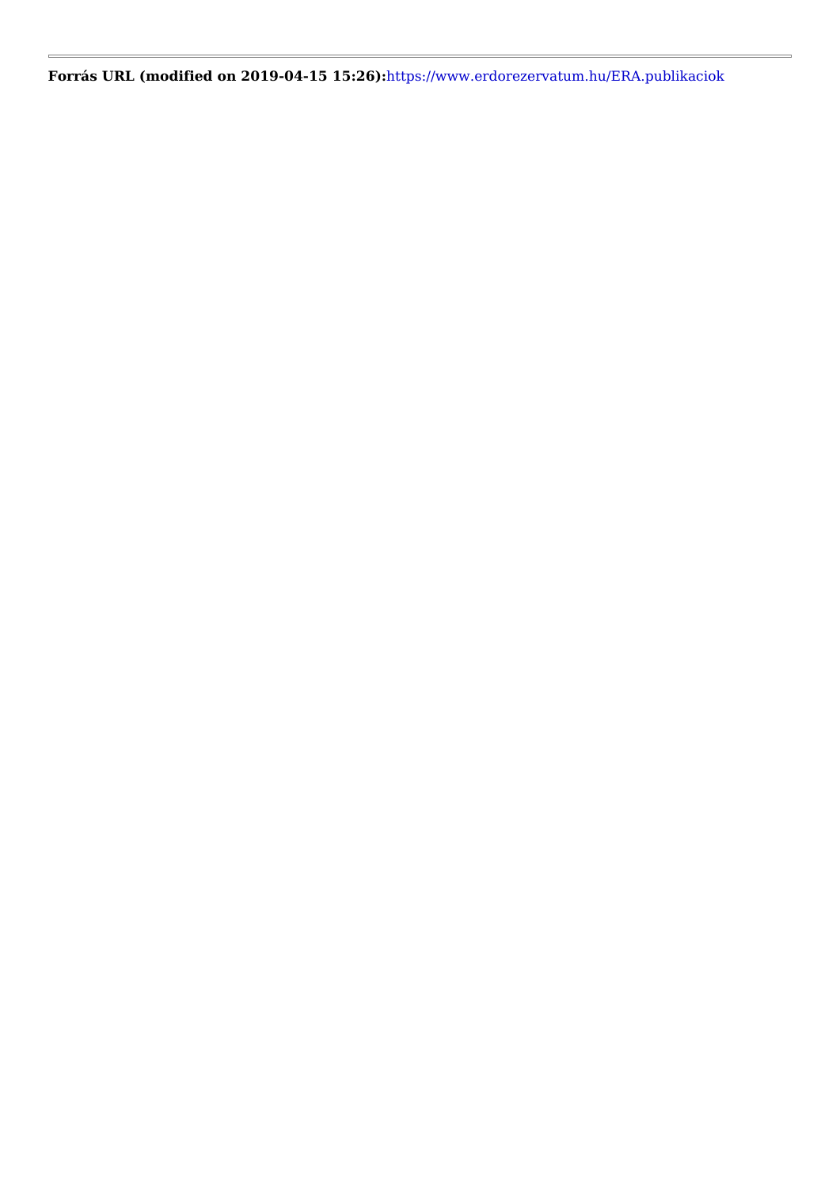---

**Forrás URL (modified on 2019-04-15 15:26):**https://www.erdorezervatum.hu/ERA.publikaciok